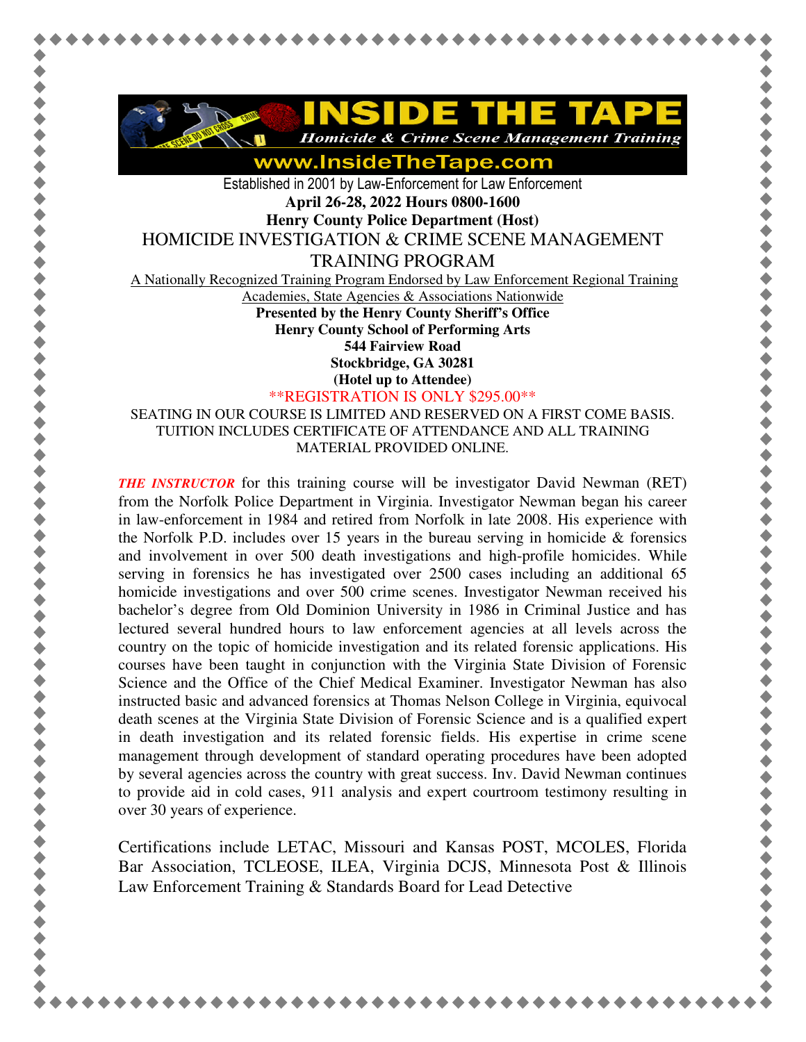# INSIDE THE TAPE

*Homicide & Crime Scene Management Training*

**www.InsideTheTape.com**

Established in 2001 by Law-Enforcement for Law Enforcement

**April 26-28, 2022 Hours 0800-1600**

**Henry County Police Department (Host)**

## HOMICIDE INVESTIGATION & CRIME SCENE MANAGEMENT TRAINING PROGRAM

A Nationally Recognized Training Program Endorsed by Law Enforcement Regional Training Academies, State Agencies & Associations Nationwide

**Presented by the Henry County Sheriff's Office**
**Henry County School of Performing Arts**
**544 Fairview Road**
**Stockbridge, GA 30281**
**(Hotel up to Attendee)**

**REGISTRATION IS ONLY $295.00**

SEATING IN OUR COURSE IS LIMITED AND RESERVED ON A FIRST COME BASIS. TUITION INCLUDES CERTIFICATE OF ATTENDANCE AND ALL TRAINING MATERIAL PROVIDED ONLINE.

***THE INSTRUCTOR*** for this training course will be investigator David Newman (RET) from the Norfolk Police Department in Virginia. Investigator Newman began his career in law-enforcement in 1984 and retired from Norfolk in late 2008. His experience with the Norfolk P.D. includes over 15 years in the bureau serving in homicide & forensics and involvement in over 500 death investigations and high-profile homicides. While serving in forensics he has investigated over 2500 cases including an additional 65 homicide investigations and over 500 crime scenes. Investigator Newman received his bachelor's degree from Old Dominion University in 1986 in Criminal Justice and has lectured several hundred hours to law enforcement agencies at all levels across the country on the topic of homicide investigation and its related forensic applications. His courses have been taught in conjunction with the Virginia State Division of Forensic Science and the Office of the Chief Medical Examiner. Investigator Newman has also instructed basic and advanced forensics at Thomas Nelson College in Virginia, equivocal death scenes at the Virginia State Division of Forensic Science and is a qualified expert in death investigation and its related forensic fields. His expertise in crime scene management through development of standard operating procedures have been adopted by several agencies across the country with great success. Inv. David Newman continues to provide aid in cold cases, 911 analysis and expert courtroom testimony resulting in over 30 years of experience.

Certifications include LETAC, Missouri and Kansas POST, MCOLES, Florida Bar Association, TCLEOSE, ILEA, Virginia DCJS, Minnesota Post & Illinois Law Enforcement Training & Standards Board for Lead Detective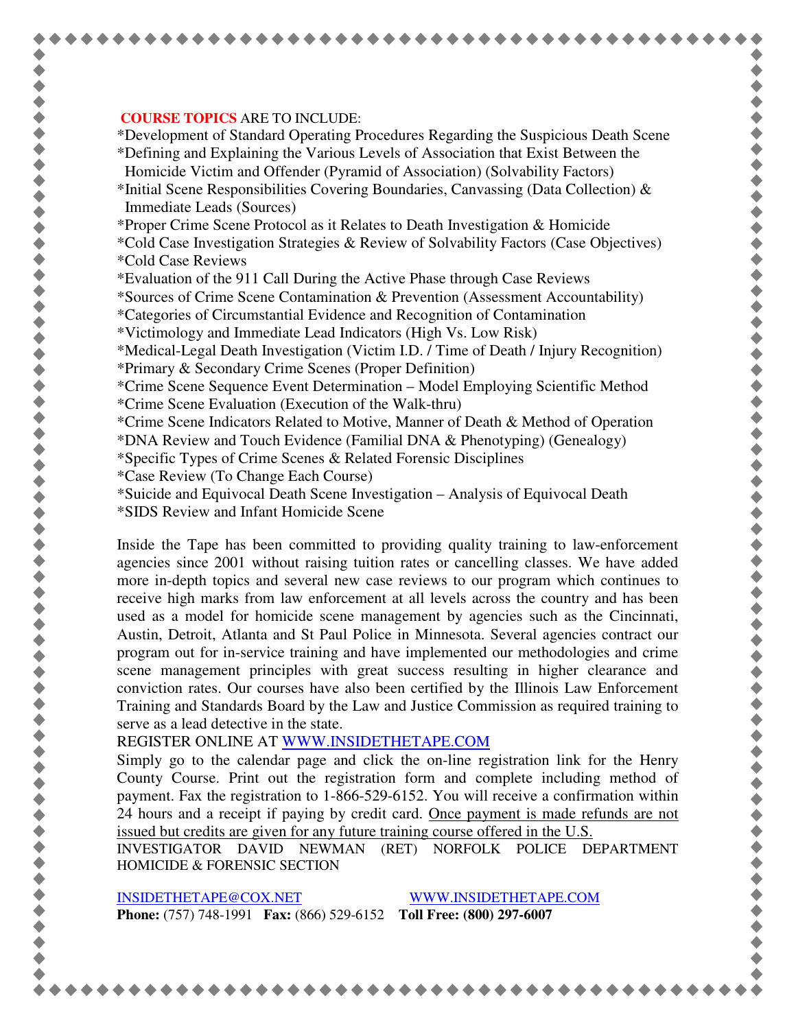**COURSE TOPICS** ARE TO INCLUDE:

*Development of Standard Operating Procedures Regarding the Suspicious Death Scene
*Defining and Explaining the Various Levels of Association that Exist Between the Homicide Victim and Offender (Pyramid of Association) (Solvability Factors)
*Initial Scene Responsibilities Covering Boundaries, Canvassing (Data Collection) & Immediate Leads (Sources)
*Proper Crime Scene Protocol as it Relates to Death Investigation & Homicide
*Cold Case Investigation Strategies & Review of Solvability Factors (Case Objectives)
*Cold Case Reviews
*Evaluation of the 911 Call During the Active Phase through Case Reviews
*Sources of Crime Scene Contamination & Prevention (Assessment Accountability)
*Categories of Circumstantial Evidence and Recognition of Contamination
*Victimology and Immediate Lead Indicators (High Vs. Low Risk)
*Medical-Legal Death Investigation (Victim I.D. / Time of Death / Injury Recognition)
*Primary & Secondary Crime Scenes (Proper Definition)
*Crime Scene Sequence Event Determination – Model Employing Scientific Method
*Crime Scene Evaluation (Execution of the Walk-thru)
*Crime Scene Indicators Related to Motive, Manner of Death & Method of Operation
*DNA Review and Touch Evidence (Familial DNA & Phenotyping) (Genealogy)
*Specific Types of Crime Scenes & Related Forensic Disciplines
*Case Review (To Change Each Course)
*Suicide and Equivocal Death Scene Investigation – Analysis of Equivocal Death
*SIDS Review and Infant Homicide Scene

Inside the Tape has been committed to providing quality training to law-enforcement agencies since 2001 without raising tuition rates or cancelling classes. We have added more in-depth topics and several new case reviews to our program which continues to receive high marks from law enforcement at all levels across the country and has been used as a model for homicide scene management by agencies such as the Cincinnati, Austin, Detroit, Atlanta and St Paul Police in Minnesota. Several agencies contract our program out for in-service training and have implemented our methodologies and crime scene management principles with great success resulting in higher clearance and conviction rates. Our courses have also been certified by the Illinois Law Enforcement Training and Standards Board by the Law and Justice Commission as required training to serve as a lead detective in the state.

REGISTER ONLINE AT WWW.INSIDETHETAPE.COM

Simply go to the calendar page and click the on-line registration link for the Henry County Course. Print out the registration form and complete including method of payment. Fax the registration to 1-866-529-6152. You will receive a confirmation within 24 hours and a receipt if paying by credit card. Once payment is made refunds are not issued but credits are given for any future training course offered in the U.S.

INVESTIGATOR DAVID NEWMAN (RET) NORFOLK POLICE DEPARTMENT HOMICIDE & FORENSIC SECTION

INSIDETHETAPE@COX.NET    WWW.INSIDETHETAPE.COM

**Phone:** (757) 748-1991 **Fax:** (866) 529-6152 **Toll Free: (800) 297-6007**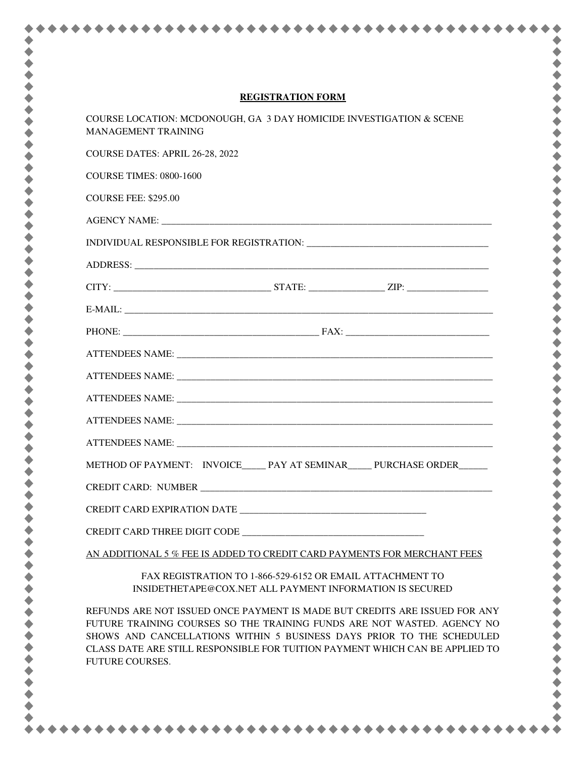## REGISTRATION FORM

COURSE LOCATION: MCDONOUGH, GA 3 DAY HOMICIDE INVESTIGATION & SCENE MANAGEMENT TRAINING

COURSE DATES: APRIL 26-28, 2022

COURSE TIMES: 0800-1600

COURSE FEE: $295.00

AGENCY NAME: ___________________________________________________________________________

INDIVIDUAL RESPONSIBLE FOR REGISTRATION: ________________________________________

ADDRESS: _______________________________________________________________________________

CITY: ________________________________ STATE: ________________ ZIP: _________________

E-MAIL: _________________________________________________________________________________

PHONE: ________________________________________ FAX: _______________________________

ATTENDEES NAME: _______________________________________________________________________

ATTENDEES NAME: _______________________________________________________________________

ATTENDEES NAME: _______________________________________________________________________

ATTENDEES NAME: _______________________________________________________________________

ATTENDEES NAME: _______________________________________________________________________

METHOD OF PAYMENT: INVOICE_____ PAY AT SEMINAR_____ PURCHASE ORDER______

CREDIT CARD: NUMBER ________________________________________________________________

CREDIT CARD EXPIRATION DATE _______________________________________

CREDIT CARD THREE DIGIT CODE _____________________________________

AN ADDITIONAL 5 % FEE IS ADDED TO CREDIT CARD PAYMENTS FOR MERCHANT FEES

FAX REGISTRATION TO 1-866-529-6152 OR EMAIL ATTACHMENT TO INSIDETHETAPE@COX.NET ALL PAYMENT INFORMATION IS SECURED

REFUNDS ARE NOT ISSUED ONCE PAYMENT IS MADE BUT CREDITS ARE ISSUED FOR ANY FUTURE TRAINING COURSES SO THE TRAINING FUNDS ARE NOT WASTED. AGENCY NO SHOWS AND CANCELLATIONS WITHIN 5 BUSINESS DAYS PRIOR TO THE SCHEDULED CLASS DATE ARE STILL RESPONSIBLE FOR TUITION PAYMENT WHICH CAN BE APPLIED TO FUTURE COURSES.